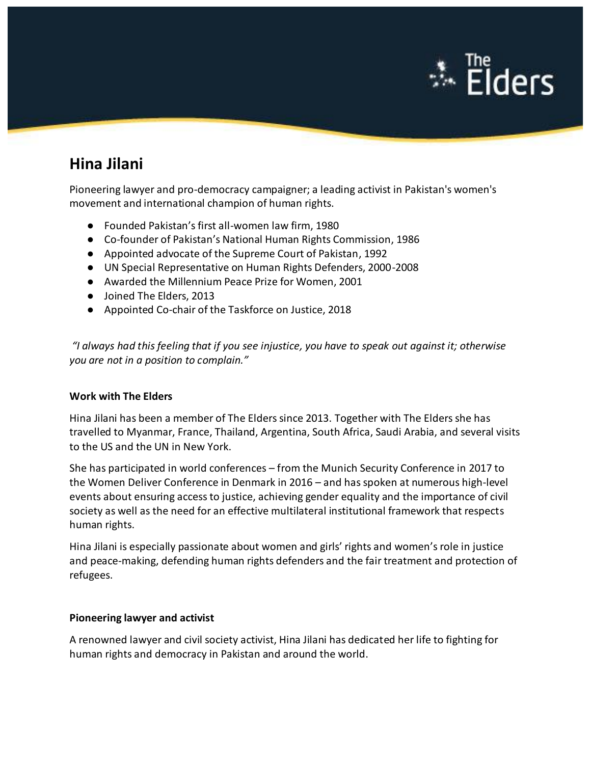# Hina Jilani

Pioneering lawyer and pro-democracy campaigner; a leading activist in Pakistan's women's movement and international champion of human rights.

- Founded Pakistan's first all-women law firm, 1980
- Co-founder of Pakistan's National Human Rights Commission, 1986
- Appointed advocate of the Supreme Court of Pakistan, 1992
- UN Special Representative on Human Rights Defenders, 2000-2008
- Awarded the Millennium Peace Prize for Women, 2001
- Joined The Elders, 2013
- Appointed Co-chair of the Taskforce on Justice, 2018

*"I always had this feeling that if you see injustice, you have to speak out against it; otherwise you are not in a position to complain."*

### Work with The Elders

Hina Jilani has been a member of The Elders since 2013. Together with The Elders she has travelled to Myanmar, France, Thailand, Argentina, South Africa, Saudi Arabia, and several visits to the US and the UN in New York.

She has participated in world conferences – from the Munich Security Conference in 2017 to the Women Deliver Conference in Denmark in 2016 – and has spoken at numerous high-level events about ensuring access to justice, achieving gender equality and the importance of civil society as well as the need for an effective multilateral institutional framework that respects human rights.

Hina Jilani is especially passionate about women and girls' rights and women's role in justice and peace-making, defending human rights defenders and the fair treatment and protection of refugees.

### Pioneering lawyer and activist

A renowned lawyer and civil society activist, Hina Jilani has dedicated her life to fighting for human rights and democracy in Pakistan and around the world.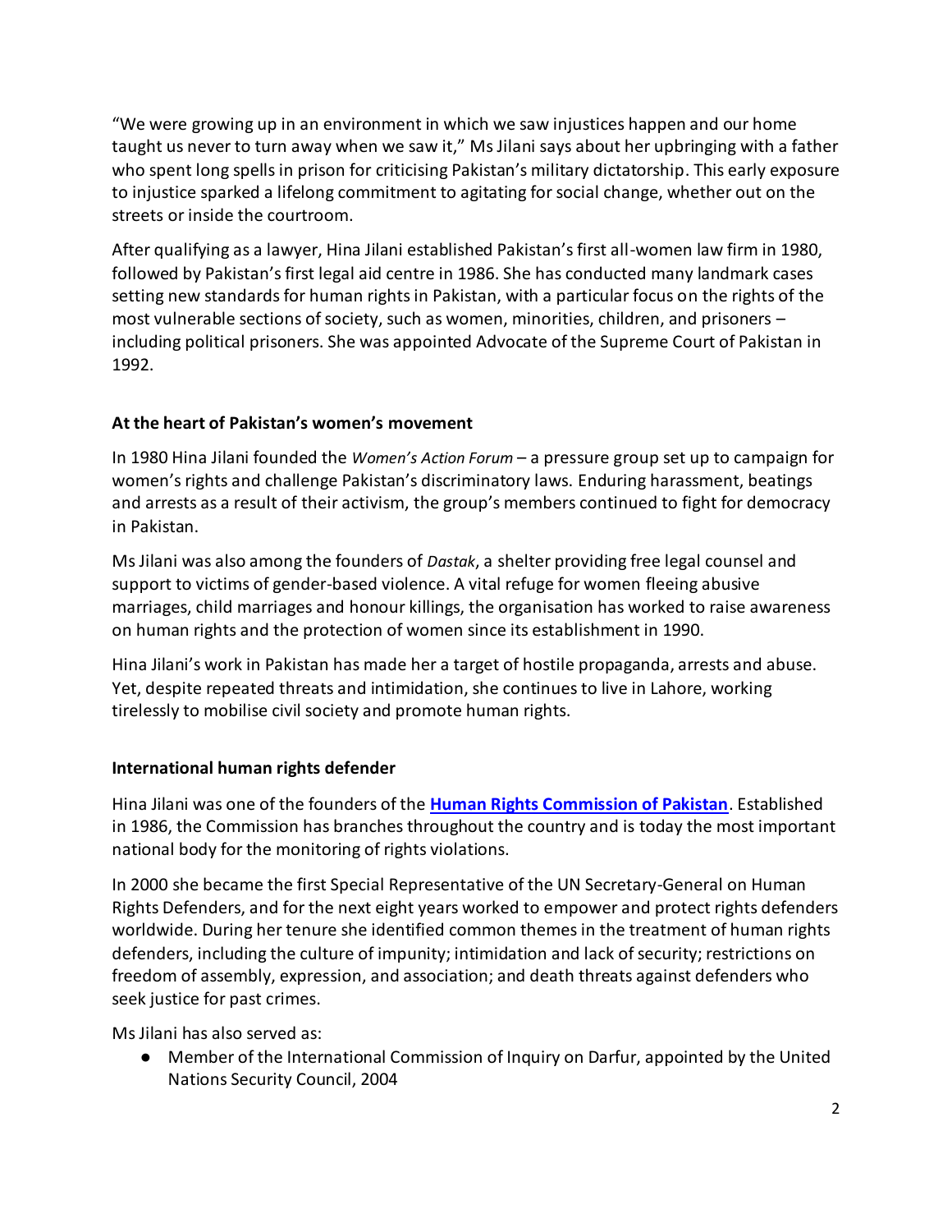"We were growing up in an environment in which we saw injustices happen and our home taught us never to turn away when we saw it," Ms Jilani says about her upbringing with a father who spent long spells in prison for criticising Pakistan's military dictatorship. This early exposure to injustice sparked a lifelong commitment to agitating for social change, whether out on the streets or inside the courtroom.

After qualifying as a lawyer, Hina Jilani established Pakistan's first all-women law firm in 1980, followed by Pakistan's first legal aid centre in 1986. She has conducted many landmark cases setting new standards for human rights in Pakistan, with a particular focus on the rights of the most vulnerable sections of society, such as women, minorities, children, and prisoners – including political prisoners. She was appointed Advocate of the Supreme Court of Pakistan in 1992.

**At the heart of Pakistan's women's movement**

In 1980 Hina Jilani founded the *Women's Action Forum* – a pressure group set up to campaign for women's rights and challenge Pakistan's discriminatory laws. Enduring harassment, beatings and arrests as a result of their activism, the group's members continued to fight for democracy in Pakistan.

Ms Jilani was also among the founders of *Dastak*, a shelter providing free legal counsel and support to victims of gender-based violence. A vital refuge for women fleeing abusive marriages, child marriages and honour killings, the organisation has worked to raise awareness on human rights and the protection of women since its establishment in 1990.

Hina Jilani's work in Pakistan has made her a target of hostile propaganda, arrests and abuse. Yet, despite repeated threats and intimidation, she continues to live in Lahore, working tirelessly to mobilise civil society and promote human rights.

**International human rights defender**

Hina Jilani was one of the founders of the **Human Rights Commission of Pakistan**. Established in 1986, the Commission has branches throughout the country and is today the most important national body for the monitoring of rights violations.

In 2000 she became the first Special Representative of the UN Secretary-General on Human Rights Defenders, and for the next eight years worked to empower and protect rights defenders worldwide. During her tenure she identified common themes in the treatment of human rights defenders, including the culture of impunity; intimidation and lack of security; restrictions on freedom of assembly, expression, and association; and death threats against defenders who seek justice for past crimes.

Ms Jilani has also served as:

- Member of the International Commission of Inquiry on Darfur, appointed by the United Nations Security Council, 2004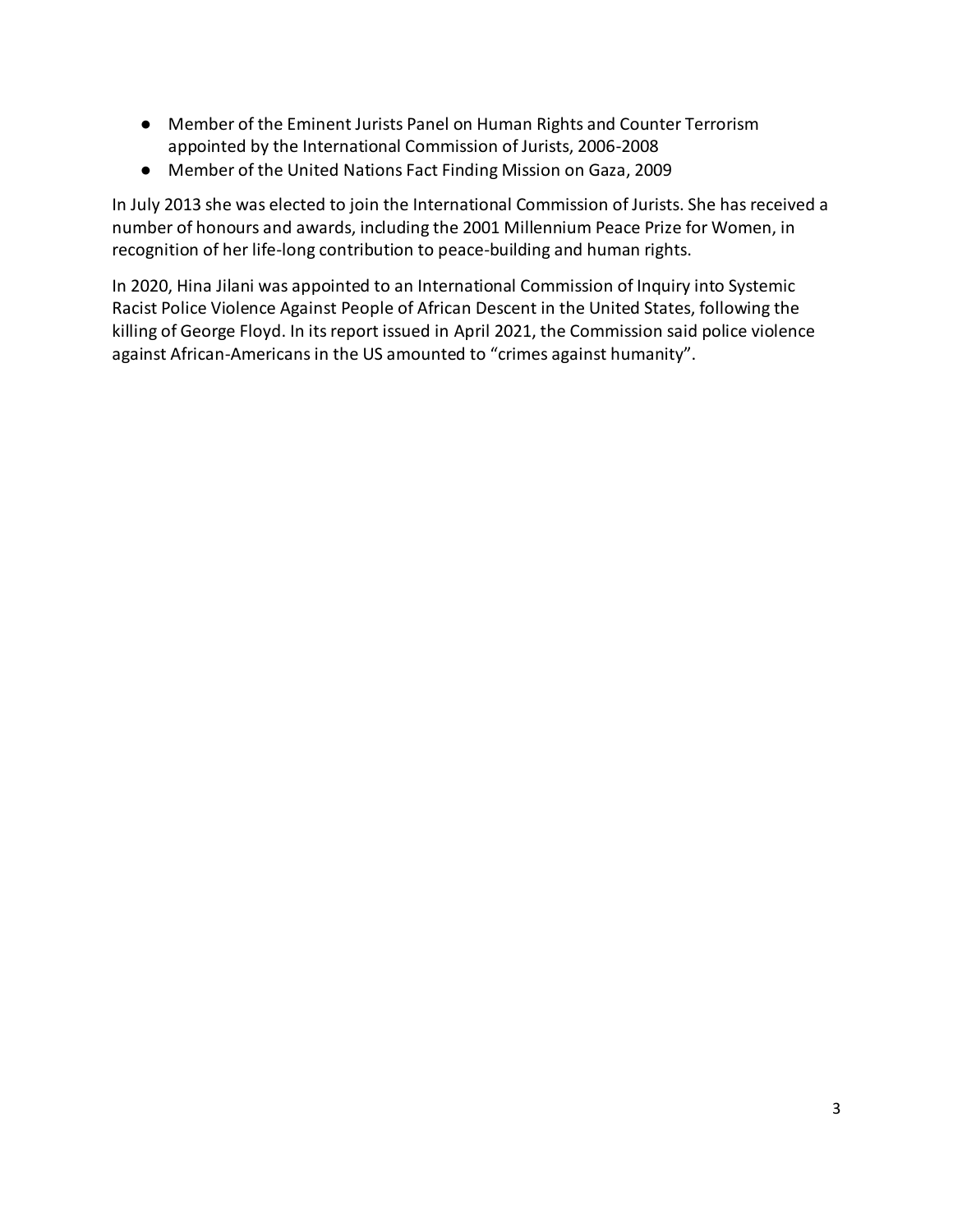- Member of the Eminent Jurists Panel on Human Rights and Counter Terrorism appointed by the International Commission of Jurists, 2006-2008
- Member of the United Nations Fact Finding Mission on Gaza, 2009

In July 2013 she was elected to join the International Commission of Jurists. She has received a number of honours and awards, including the 2001 Millennium Peace Prize for Women, in recognition of her life-long contribution to peace-building and human rights.

In 2020, Hina Jilani was appointed to an International Commission of Inquiry into Systemic Racist Police Violence Against People of African Descent in the United States, following the killing of George Floyd. In its report issued in April 2021, the Commission said police violence against African-Americans in the US amounted to "crimes against humanity".